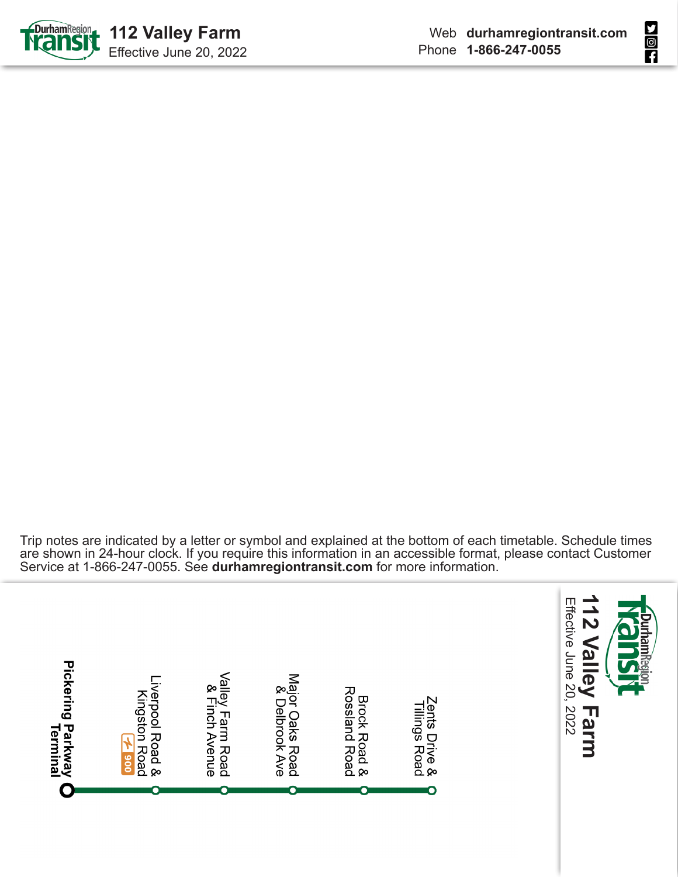# 112 Valley Farm

Effective June 20, 2022

Web **durhamregiontransit.com**
Phone **1-866-247-0055**

Trip notes are indicated by a letter or symbol and explained at the bottom of each timetable. Schedule times are shown in 24-hour clock. If you require this information in an accessible format, please contact Customer Service at 1-866-247-0055. See **durhamregiontransit.com** for more information.

## 112 Valley Farm

Effective June 20, 2022

- **Pickering Parkway Terminal**
- Liverpool Road & Kingston Road (900)
- Valley Farm Road & Finch Avenue
- Major Oaks Road & Delbrook Ave
- Brock Road & Rossland Road
- Zents Drive & Tillings Road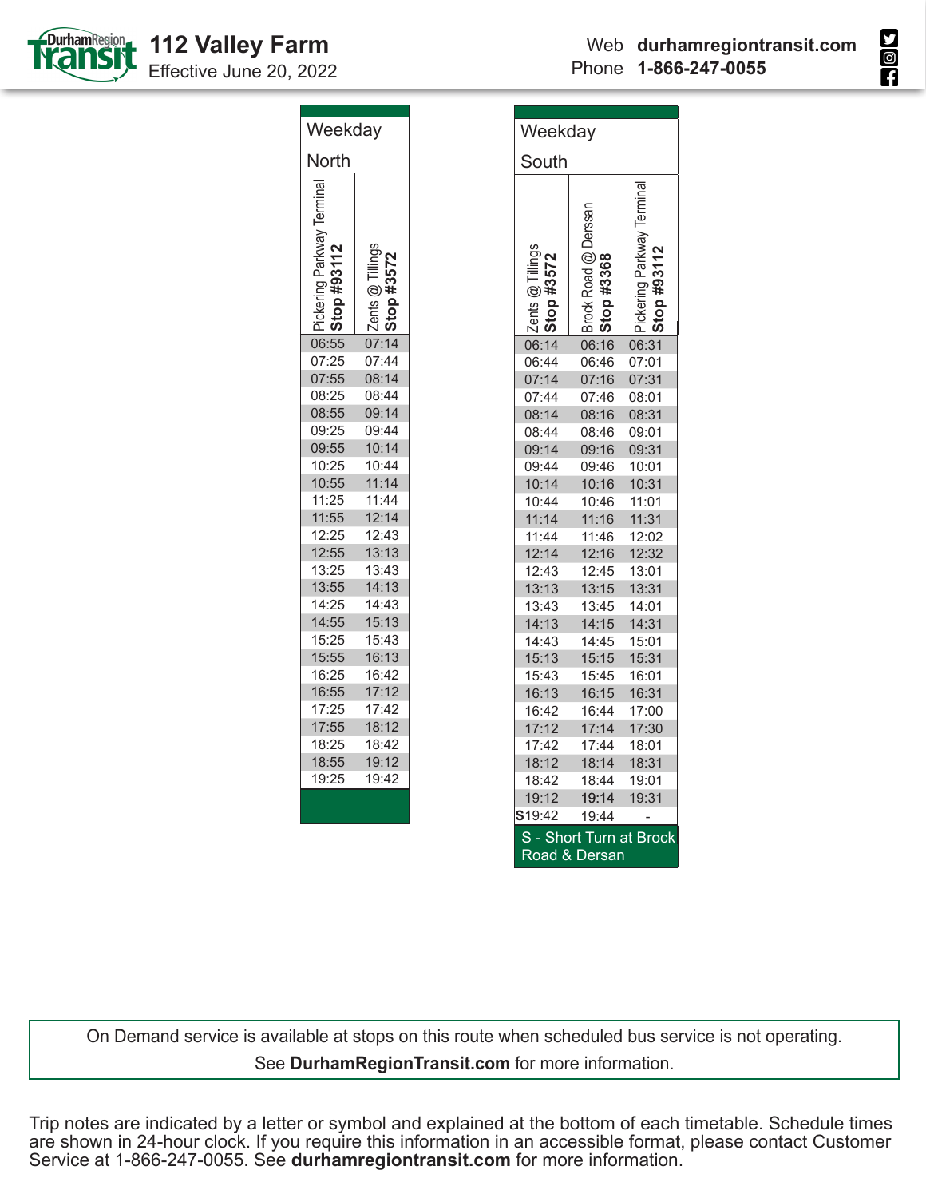# 112 Valley Farm

Effective June 20, 2022

Web **durhamregiontransit.com**
Phone **1-866-247-0055**

## Weekday North

| Pickering Parkway Terminal **Stop #93112** | Zents @ Tillings **Stop #3572** |
|---|---|
| 06:55 | 07:14 |
| 07:25 | 07:44 |
| 07:55 | 08:14 |
| 08:25 | 08:44 |
| 08:55 | 09:14 |
| 09:25 | 09:44 |
| 09:55 | 10:14 |
| 10:25 | 10:44 |
| 10:55 | 11:14 |
| 11:25 | 11:44 |
| 11:55 | 12:14 |
| 12:25 | 12:43 |
| 12:55 | 13:13 |
| 13:25 | 13:43 |
| 13:55 | 14:13 |
| 14:25 | 14:43 |
| 14:55 | 15:13 |
| 15:25 | 15:43 |
| 15:55 | 16:13 |
| 16:25 | 16:42 |
| 16:55 | 17:12 |
| 17:25 | 17:42 |
| 17:55 | 18:12 |
| 18:25 | 18:42 |
| 18:55 | 19:12 |
| 19:25 | 19:42 |

## Weekday South

| Zents @ Tillings **Stop #3572** | Brock Road @ Derssan **Stop #3368** | Pickering Parkway Terminal **Stop #93112** |
|---|---|---|
| 06:14 | 06:16 | 06:31 |
| 06:44 | 06:46 | 07:01 |
| 07:14 | 07:16 | 07:31 |
| 07:44 | 07:46 | 08:01 |
| 08:14 | 08:16 | 08:31 |
| 08:44 | 08:46 | 09:01 |
| 09:14 | 09:16 | 09:31 |
| 09:44 | 09:46 | 10:01 |
| 10:14 | 10:16 | 10:31 |
| 10:44 | 10:46 | 11:01 |
| 11:14 | 11:16 | 11:31 |
| 11:44 | 11:46 | 12:02 |
| 12:14 | 12:16 | 12:32 |
| 12:43 | 12:45 | 13:01 |
| 13:13 | 13:15 | 13:31 |
| 13:43 | 13:45 | 14:01 |
| 14:13 | 14:15 | 14:31 |
| 14:43 | 14:45 | 15:01 |
| 15:13 | 15:15 | 15:31 |
| 15:43 | 15:45 | 16:01 |
| 16:13 | 16:15 | 16:31 |
| 16:42 | 16:44 | 17:00 |
| 17:12 | 17:14 | 17:30 |
| 17:42 | 17:44 | 18:01 |
| 18:12 | 18:14 | 18:31 |
| 18:42 | 18:44 | 19:01 |
| 19:12 | 19:14 | 19:31 |
| **S**19:42 | 19:44 | - |

S - Short Turn at Brock Road & Dersan

On Demand service is available at stops on this route when scheduled bus service is not operating. See **DurhamRegionTransit.com** for more information.

Trip notes are indicated by a letter or symbol and explained at the bottom of each timetable. Schedule times are shown in 24-hour clock. If you require this information in an accessible format, please contact Customer Service at 1-866-247-0055. See **durhamregiontransit.com** for more information.